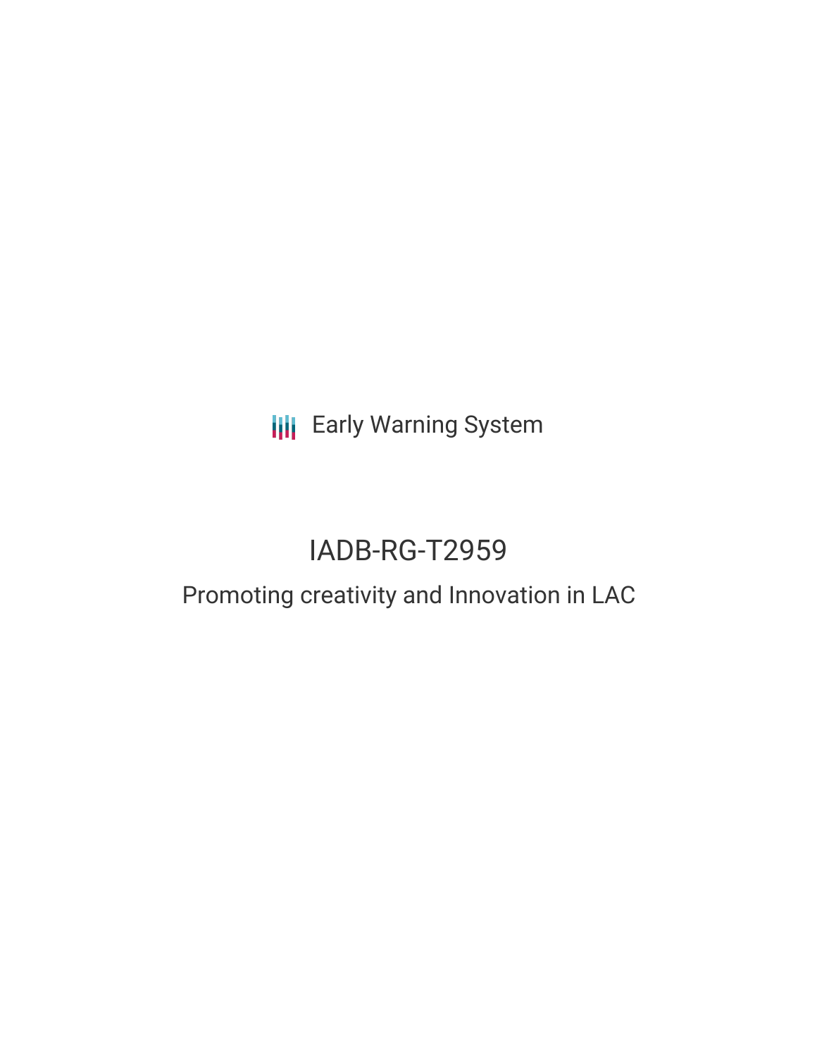Early Warning System

# IADB-RG-T2959

## Promoting creativity and Innovation in LAC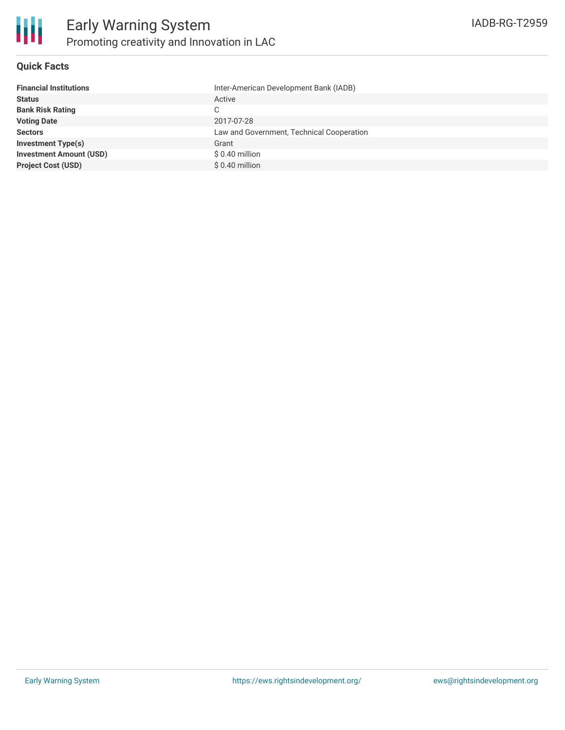# Early Warning System

## Promoting creativity and Innovation in LAC

IADB-RG-T2959

### Quick Facts

| | |
|---|---|
| **Financial Institutions** | Inter-American Development Bank (IADB) |
| **Status** | Active |
| **Bank Risk Rating** | C |
| **Voting Date** | 2017-07-28 |
| **Sectors** | Law and Government, Technical Cooperation |
| **Investment Type(s)** | Grant |
| **Investment Amount (USD)** | $ 0.40 million |
| **Project Cost (USD)** | $ 0.40 million |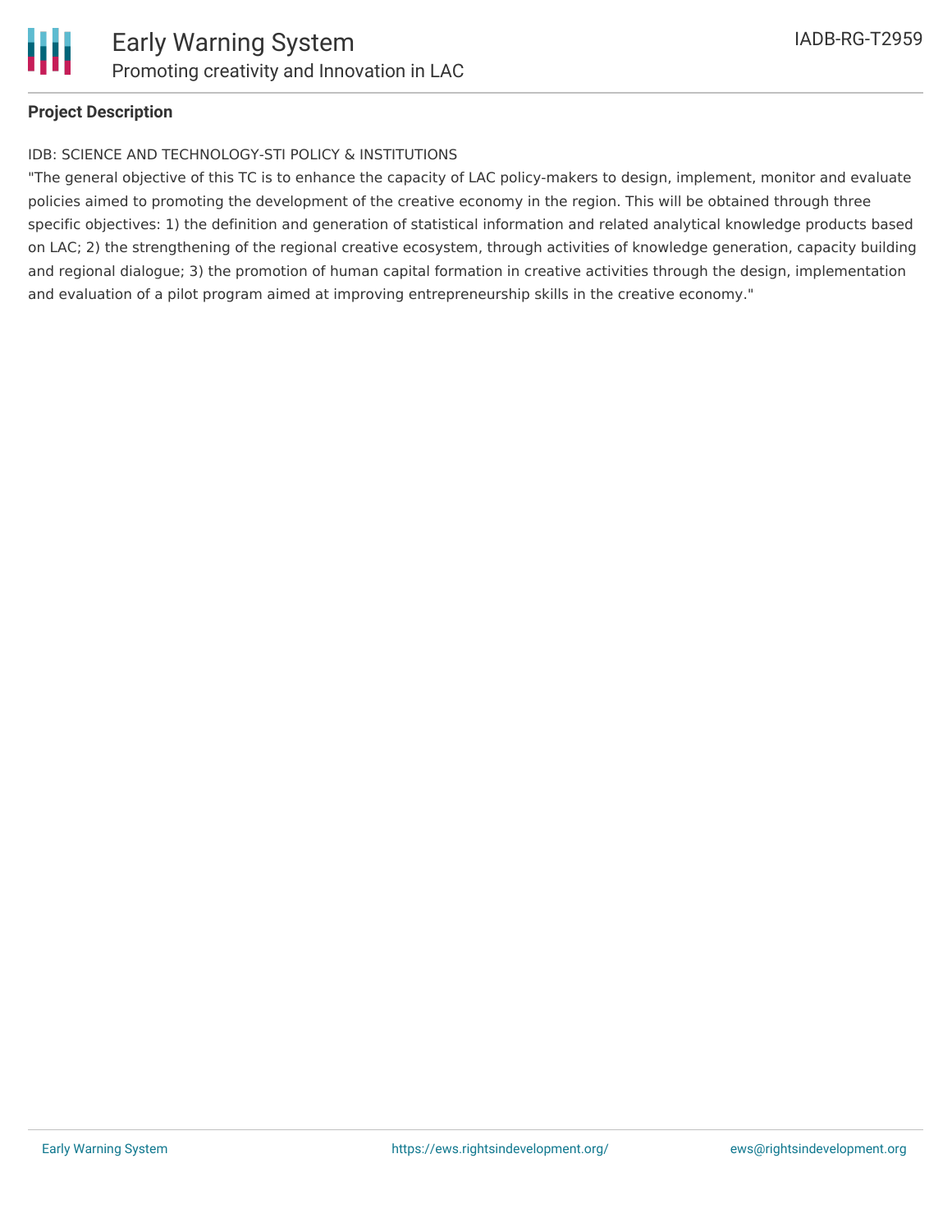## Project Description

IDB: SCIENCE AND TECHNOLOGY-STI POLICY & INSTITUTIONS

"The general objective of this TC is to enhance the capacity of LAC policy-makers to design, implement, monitor and evaluate policies aimed to promoting the development of the creative economy in the region. This will be obtained through three specific objectives: 1) the definition and generation of statistical information and related analytical knowledge products based on LAC; 2) the strengthening of the regional creative ecosystem, through activities of knowledge generation, capacity building and regional dialogue; 3) the promotion of human capital formation in creative activities through the design, implementation and evaluation of a pilot program aimed at improving entrepreneurship skills in the creative economy."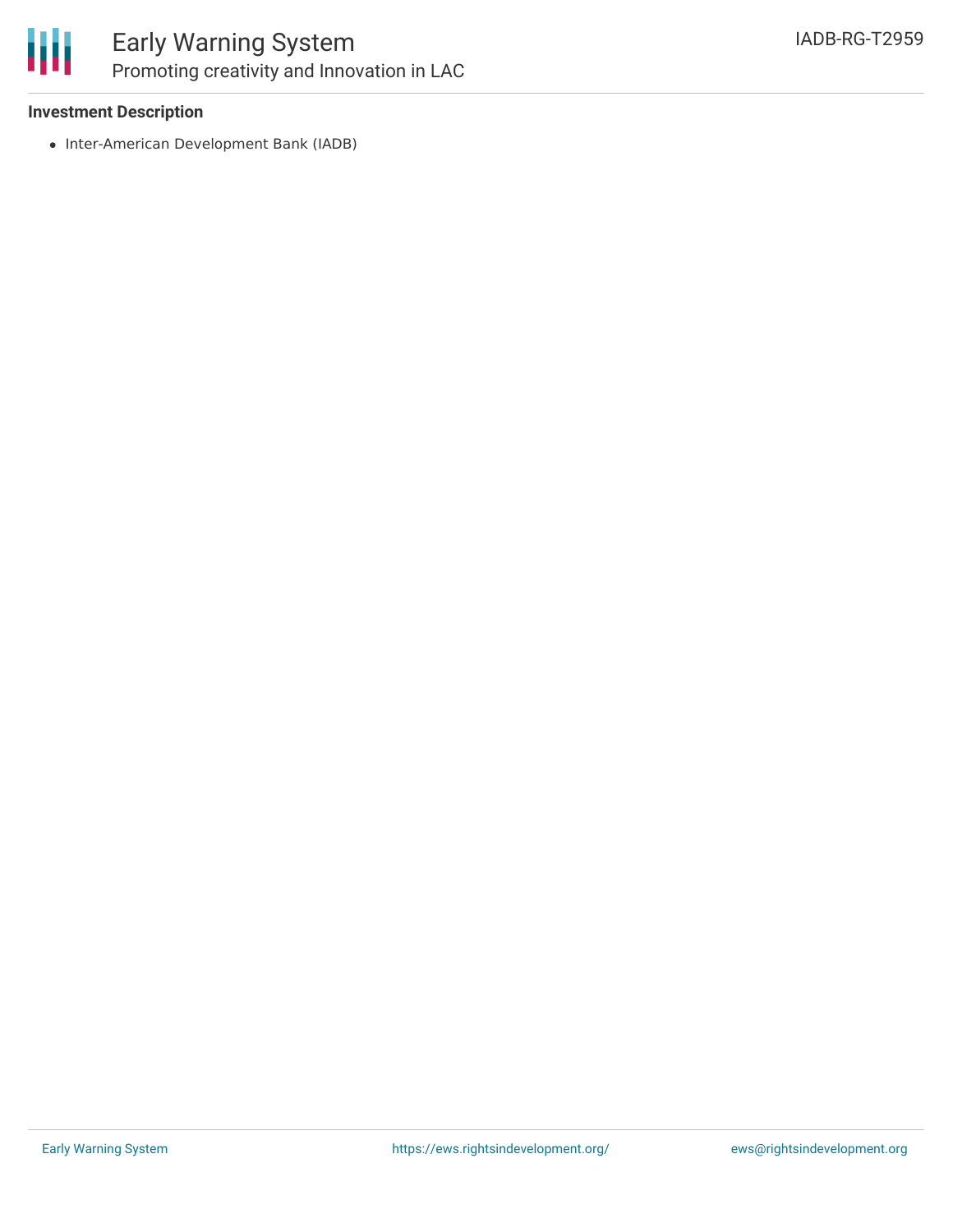### Investment Description

- Inter-American Development Bank (IADB)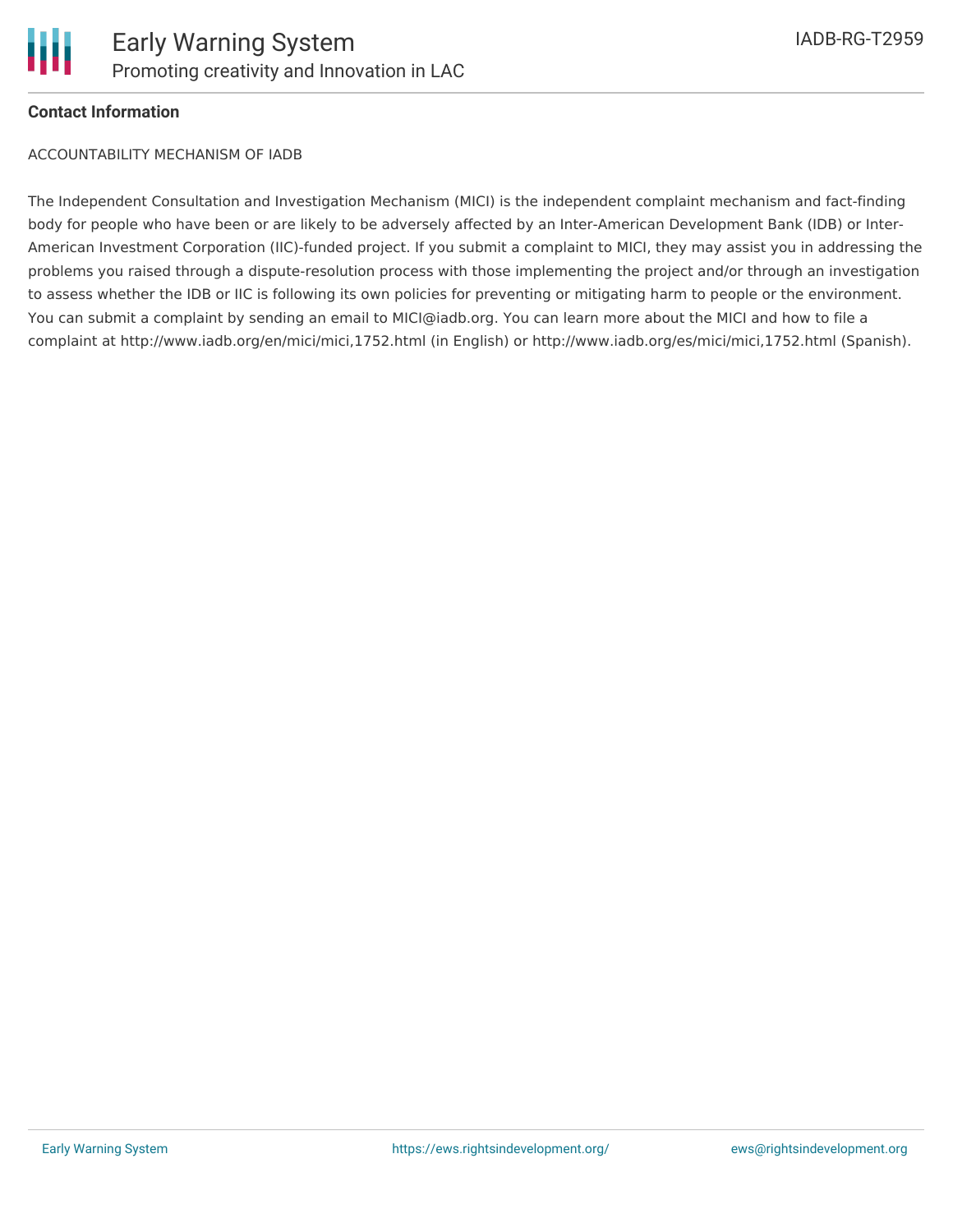**Contact Information**

ACCOUNTABILITY MECHANISM OF IADB

The Independent Consultation and Investigation Mechanism (MICI) is the independent complaint mechanism and fact-finding body for people who have been or are likely to be adversely affected by an Inter-American Development Bank (IDB) or Inter-American Investment Corporation (IIC)-funded project. If you submit a complaint to MICI, they may assist you in addressing the problems you raised through a dispute-resolution process with those implementing the project and/or through an investigation to assess whether the IDB or IIC is following its own policies for preventing or mitigating harm to people or the environment. You can submit a complaint by sending an email to MICI@iadb.org. You can learn more about the MICI and how to file a complaint at http://www.iadb.org/en/mici/mici,1752.html (in English) or http://www.iadb.org/es/mici/mici,1752.html (Spanish).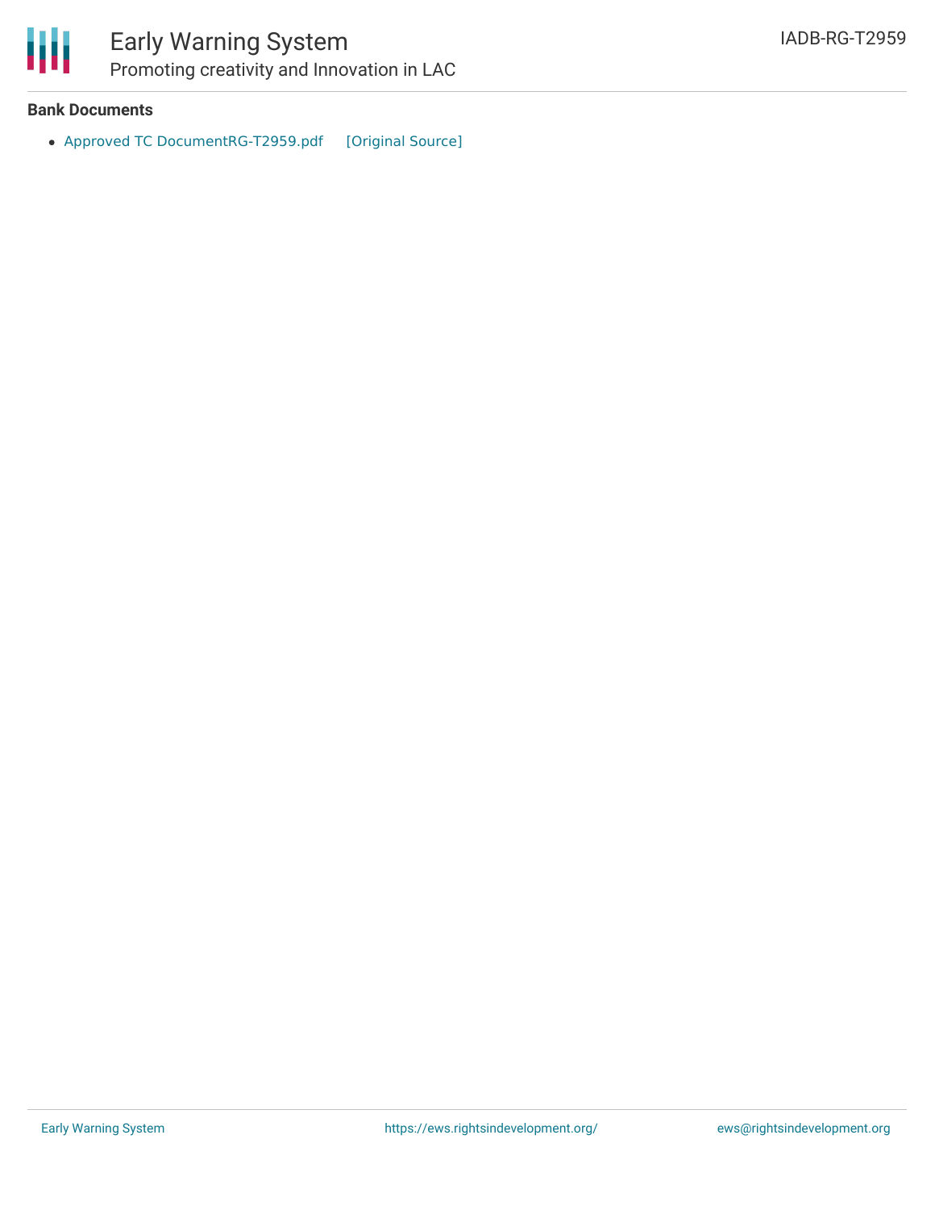## Bank Documents

- Approved TC DocumentRG-T2959.pdf [Original Source]